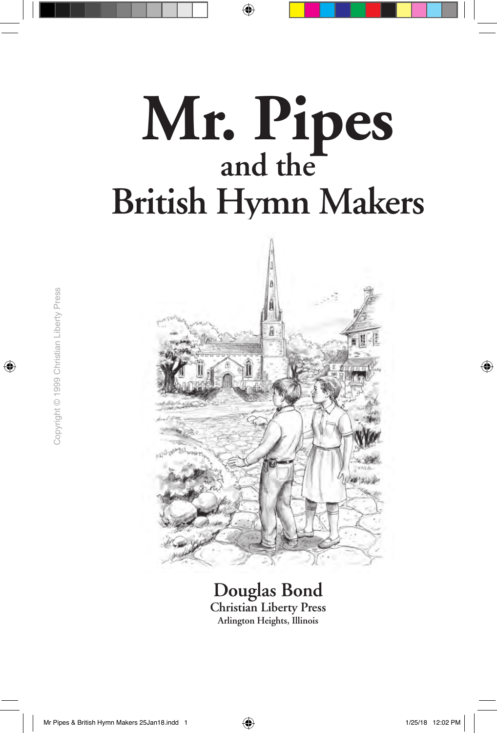# Mr. Pipes
## and the
# British Hymn Makers

Copyright © 1999 Christian Liberty Press

**Douglas Bond**

**Christian Liberty Press**

**Arlington Heights, Illinois**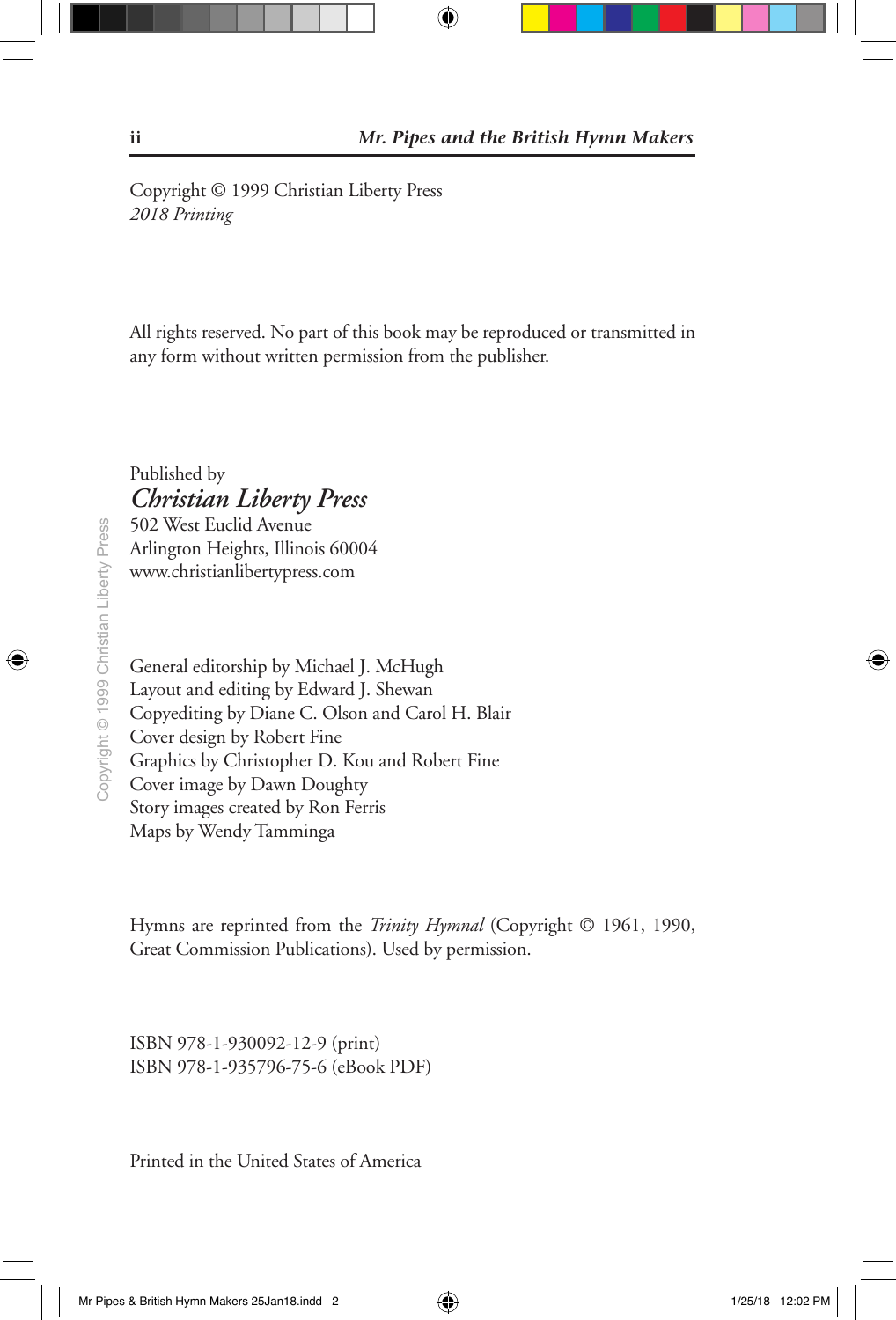Copyright © 1999 Christian Liberty Press
*2018 Printing*

All rights reserved. No part of this book may be reproduced or transmitted in any form without written permission from the publisher.

Published by
***Christian Liberty Press***
502 West Euclid Avenue
Arlington Heights, Illinois 60004
www.christianlibertypress.com

General editorship by Michael J. McHugh
Layout and editing by Edward J. Shewan
Copyediting by Diane C. Olson and Carol H. Blair
Cover design by Robert Fine
Graphics by Christopher D. Kou and Robert Fine
Cover image by Dawn Doughty
Story images created by Ron Ferris
Maps by Wendy Tamminga

Hymns are reprinted from the *Trinity Hymnal* (Copyright © 1961, 1990, Great Commission Publications). Used by permission.

ISBN 978-1-930092-12-9 (print)
ISBN 978-1-935796-75-6 (eBook PDF)

Printed in the United States of America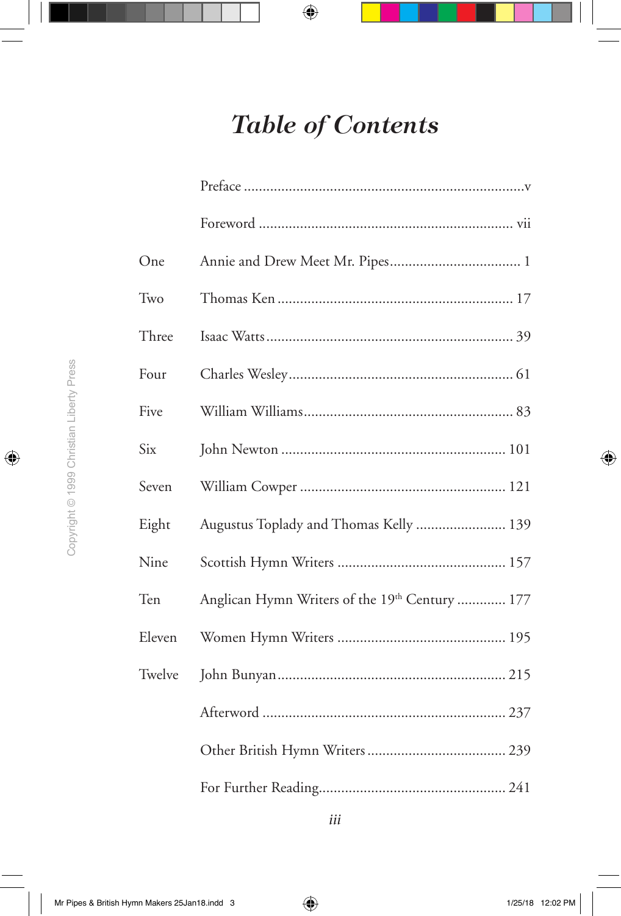# *Table of Contents*

| | | |
|---|---|---|
| | Preface | v |
| | Foreword | vii |
| One | Annie and Drew Meet Mr. Pipes | 1 |
| Two | Thomas Ken | 17 |
| Three | Isaac Watts | 39 |
| Four | Charles Wesley | 61 |
| Five | William Williams | 83 |
| Six | John Newton | 101 |
| Seven | William Cowper | 121 |
| Eight | Augustus Toplady and Thomas Kelly | 139 |
| Nine | Scottish Hymn Writers | 157 |
| Ten | Anglican Hymn Writers of the 19th Century | 177 |
| Eleven | Women Hymn Writers | 195 |
| Twelve | John Bunyan | 215 |
| | Afterword | 237 |
| | Other British Hymn Writers | 239 |
| | For Further Reading | 241 |

Copyright © 1999 Christian Liberty Press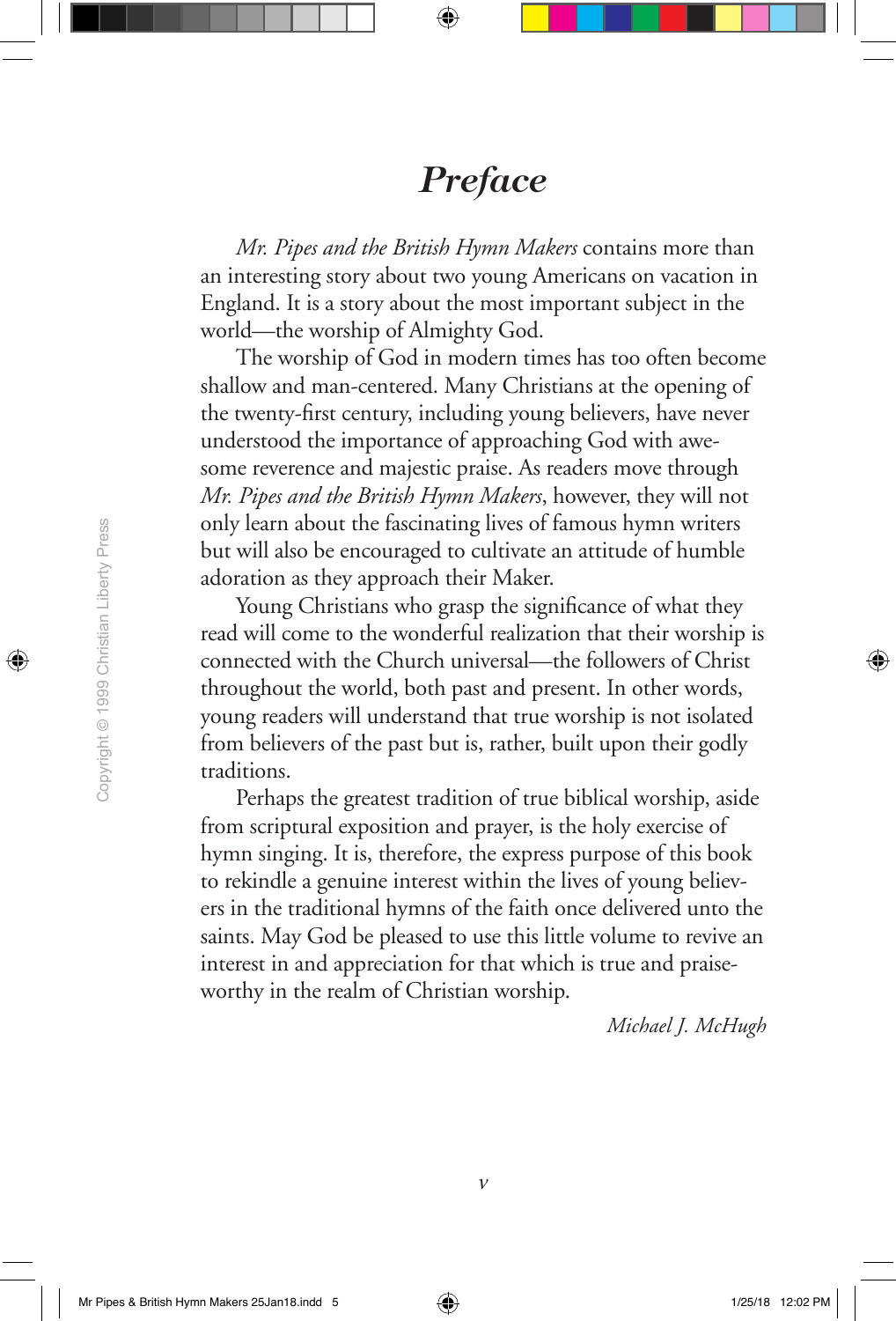# *Preface*

*Mr. Pipes and the British Hymn Makers* contains more than an interesting story about two young Americans on vacation in England. It is a story about the most important subject in the world—the worship of Almighty God.

The worship of God in modern times has too often become shallow and man-centered. Many Christians at the opening of the twenty-first century, including young believers, have never understood the importance of approaching God with awesome reverence and majestic praise. As readers move through *Mr. Pipes and the British Hymn Makers*, however, they will not only learn about the fascinating lives of famous hymn writers but will also be encouraged to cultivate an attitude of humble adoration as they approach their Maker.

Young Christians who grasp the significance of what they read will come to the wonderful realization that their worship is connected with the Church universal—the followers of Christ throughout the world, both past and present. In other words, young readers will understand that true worship is not isolated from believers of the past but is, rather, built upon their godly traditions.

Perhaps the greatest tradition of true biblical worship, aside from scriptural exposition and prayer, is the holy exercise of hymn singing. It is, therefore, the express purpose of this book to rekindle a genuine interest within the lives of young believers in the traditional hymns of the faith once delivered unto the saints. May God be pleased to use this little volume to revive an interest in and appreciation for that which is true and praiseworthy in the realm of Christian worship.

*Michael J. McHugh*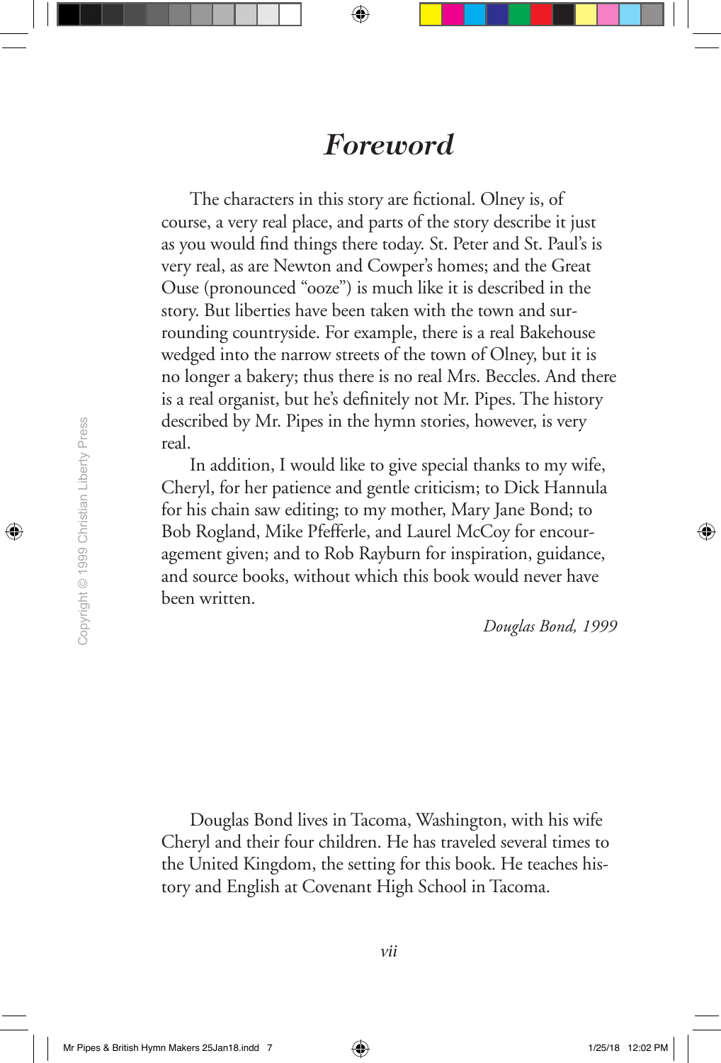# Foreword

The characters in this story are fictional. Olney is, of course, a very real place, and parts of the story describe it just as you would find things there today. St. Peter and St. Paul's is very real, as are Newton and Cowper's homes; and the Great Ouse (pronounced "ooze") is much like it is described in the story. But liberties have been taken with the town and surrounding countryside. For example, there is a real Bakehouse wedged into the narrow streets of the town of Olney, but it is no longer a bakery; thus there is no real Mrs. Beccles. And there is a real organist, but he's definitely not Mr. Pipes. The history described by Mr. Pipes in the hymn stories, however, is very real.

In addition, I would like to give special thanks to my wife, Cheryl, for her patience and gentle criticism; to Dick Hannula for his chain saw editing; to my mother, Mary Jane Bond; to Bob Rogland, Mike Pfefferle, and Laurel McCoy for encouragement given; and to Rob Rayburn for inspiration, guidance, and source books, without which this book would never have been written.

*Douglas Bond, 1999*

Douglas Bond lives in Tacoma, Washington, with his wife Cheryl and their four children. He has traveled several times to the United Kingdom, the setting for this book. He teaches history and English at Covenant High School in Tacoma.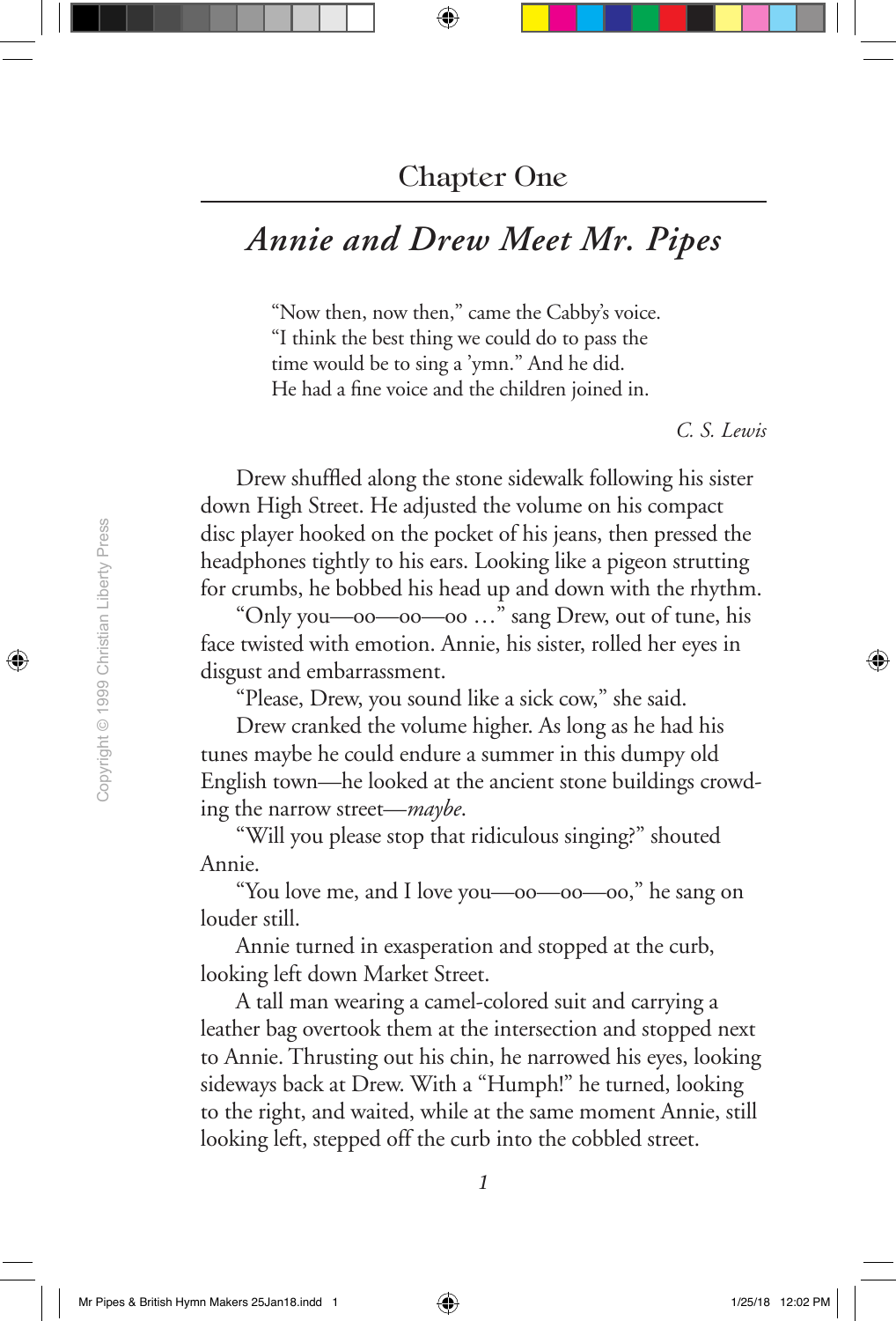# Chapter One

## *Annie and Drew Meet Mr. Pipes*

> "Now then, now then," came the Cabby's voice. "I think the best thing we could do to pass the time would be to sing a 'ymn." And he did. He had a fine voice and the children joined in.
>
> *C. S. Lewis*

Drew shuffled along the stone sidewalk following his sister down High Street. He adjusted the volume on his compact disc player hooked on the pocket of his jeans, then pressed the headphones tightly to his ears. Looking like a pigeon strutting for crumbs, he bobbed his head up and down with the rhythm.

"Only you—oo—oo—oo …" sang Drew, out of tune, his face twisted with emotion. Annie, his sister, rolled her eyes in disgust and embarrassment.

"Please, Drew, you sound like a sick cow," she said.

Drew cranked the volume higher. As long as he had his tunes maybe he could endure a summer in this dumpy old English town—he looked at the ancient stone buildings crowding the narrow street—*maybe*.

"Will you please stop that ridiculous singing?" shouted Annie.

"You love me, and I love you—oo—oo—oo," he sang on louder still.

Annie turned in exasperation and stopped at the curb, looking left down Market Street.

A tall man wearing a camel-colored suit and carrying a leather bag overtook them at the intersection and stopped next to Annie. Thrusting out his chin, he narrowed his eyes, looking sideways back at Drew. With a "Humph!" he turned, looking to the right, and waited, while at the same moment Annie, still looking left, stepped off the curb into the cobbled street.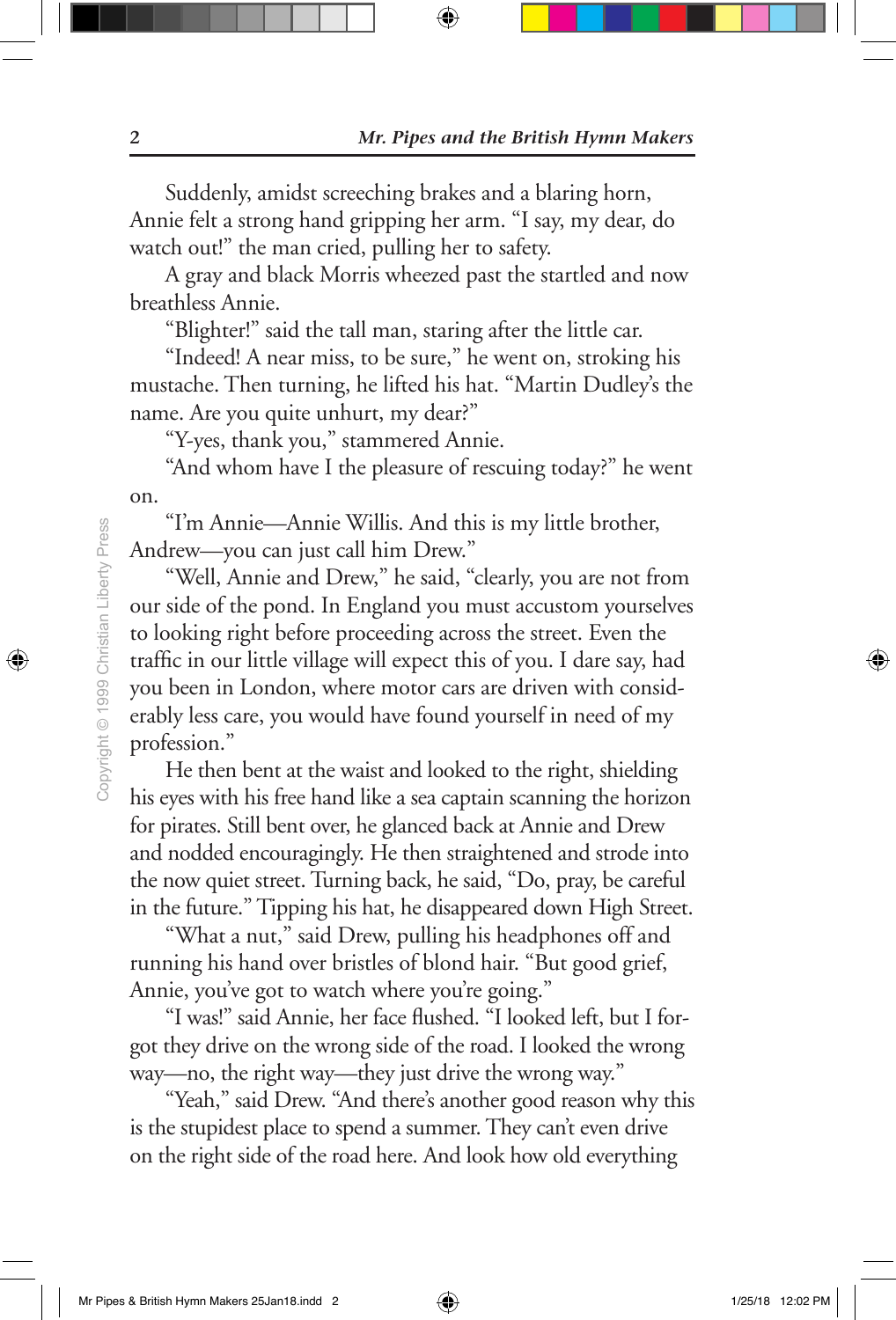Suddenly, amidst screeching brakes and a blaring horn, Annie felt a strong hand gripping her arm. "I say, my dear, do watch out!" the man cried, pulling her to safety.

A gray and black Morris wheezed past the startled and now breathless Annie.

"Blighter!" said the tall man, staring after the little car.

"Indeed! A near miss, to be sure," he went on, stroking his mustache. Then turning, he lifted his hat. "Martin Dudley's the name. Are you quite unhurt, my dear?"

"Y-yes, thank you," stammered Annie.

"And whom have I the pleasure of rescuing today?" he went on.

"I'm Annie—Annie Willis. And this is my little brother, Andrew—you can just call him Drew."

"Well, Annie and Drew," he said, "clearly, you are not from our side of the pond. In England you must accustom yourselves to looking right before proceeding across the street. Even the traffic in our little village will expect this of you. I dare say, had you been in London, where motor cars are driven with considerably less care, you would have found yourself in need of my profession."

He then bent at the waist and looked to the right, shielding his eyes with his free hand like a sea captain scanning the horizon for pirates. Still bent over, he glanced back at Annie and Drew and nodded encouragingly. He then straightened and strode into the now quiet street. Turning back, he said, "Do, pray, be careful in the future." Tipping his hat, he disappeared down High Street.

"What a nut," said Drew, pulling his headphones off and running his hand over bristles of blond hair. "But good grief, Annie, you've got to watch where you're going."

"I was!" said Annie, her face flushed. "I looked left, but I forgot they drive on the wrong side of the road. I looked the wrong way—no, the right way—they just drive the wrong way."

"Yeah," said Drew. "And there's another good reason why this is the stupidest place to spend a summer. They can't even drive on the right side of the road here. And look how old everything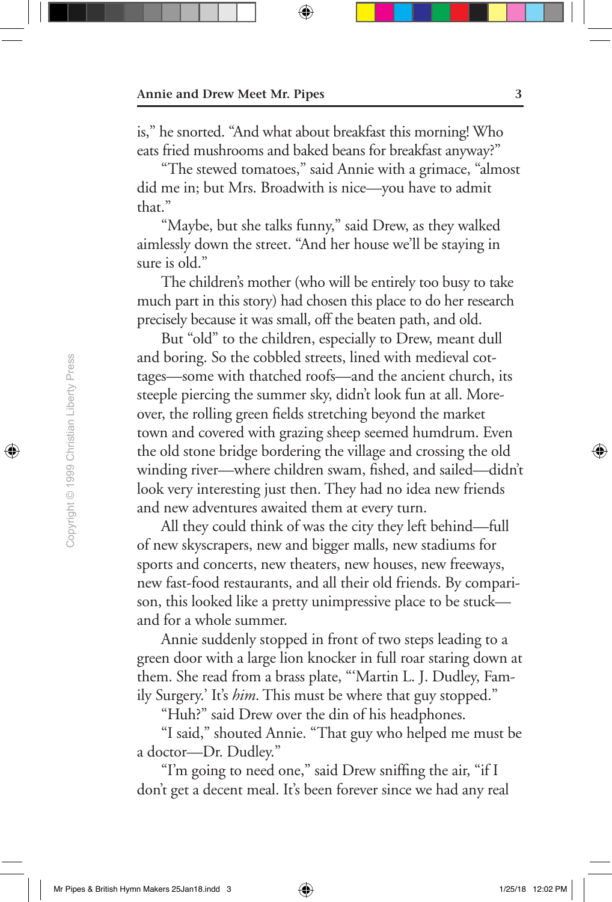is," he snorted. "And what about breakfast this morning! Who eats fried mushrooms and baked beans for breakfast anyway?"

"The stewed tomatoes," said Annie with a grimace, "almost did me in; but Mrs. Broadwith is nice—you have to admit that."

"Maybe, but she talks funny," said Drew, as they walked aimlessly down the street. "And her house we'll be staying in sure is old."

The children's mother (who will be entirely too busy to take much part in this story) had chosen this place to do her research precisely because it was small, off the beaten path, and old.

But "old" to the children, especially to Drew, meant dull and boring. So the cobbled streets, lined with medieval cottages—some with thatched roofs—and the ancient church, its steeple piercing the summer sky, didn't look fun at all. Moreover, the rolling green fields stretching beyond the market town and covered with grazing sheep seemed humdrum. Even the old stone bridge bordering the village and crossing the old winding river—where children swam, fished, and sailed—didn't look very interesting just then. They had no idea new friends and new adventures awaited them at every turn.

All they could think of was the city they left behind—full of new skyscrapers, new and bigger malls, new stadiums for sports and concerts, new theaters, new houses, new freeways, new fast-food restaurants, and all their old friends. By comparison, this looked like a pretty unimpressive place to be stuck—and for a whole summer.

Annie suddenly stopped in front of two steps leading to a green door with a large lion knocker in full roar staring down at them. She read from a brass plate, "'Martin L. J. Dudley, Family Surgery.' It's *him*. This must be where that guy stopped."

"Huh?" said Drew over the din of his headphones.

"I said," shouted Annie. "That guy who helped me must be a doctor—Dr. Dudley."

"I'm going to need one," said Drew sniffing the air, "if I don't get a decent meal. It's been forever since we had any real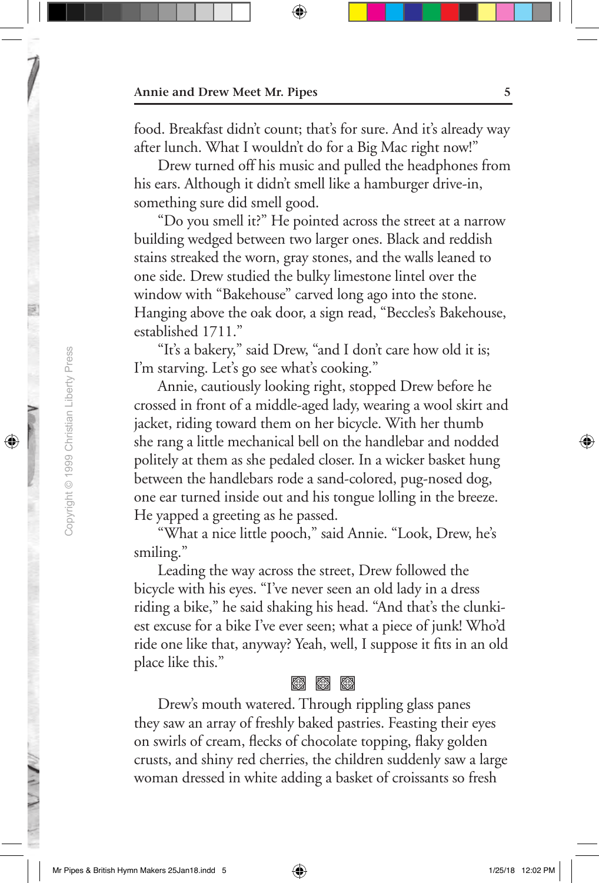food. Breakfast didn't count; that's for sure. And it's already way after lunch. What I wouldn't do for a Big Mac right now!"

Drew turned off his music and pulled the headphones from his ears. Although it didn't smell like a hamburger drive-in, something sure did smell good.

"Do you smell it?" He pointed across the street at a narrow building wedged between two larger ones. Black and reddish stains streaked the worn, gray stones, and the walls leaned to one side. Drew studied the bulky limestone lintel over the window with "Bakehouse" carved long ago into the stone. Hanging above the oak door, a sign read, "Beccles's Bakehouse, established 1711."

"It's a bakery," said Drew, "and I don't care how old it is; I'm starving. Let's go see what's cooking."

Annie, cautiously looking right, stopped Drew before he crossed in front of a middle-aged lady, wearing a wool skirt and jacket, riding toward them on her bicycle. With her thumb she rang a little mechanical bell on the handlebar and nodded politely at them as she pedaled closer. In a wicker basket hung between the handlebars rode a sand-colored, pug-nosed dog, one ear turned inside out and his tongue lolling in the breeze. He yapped a greeting as he passed.

"What a nice little pooch," said Annie. "Look, Drew, he's smiling."

Leading the way across the street, Drew followed the bicycle with his eyes. "I've never seen an old lady in a dress riding a bike," he said shaking his head. "And that's the clunkiest excuse for a bike I've ever seen; what a piece of junk! Who'd ride one like that, anyway? Yeah, well, I suppose it fits in an old place like this."

⧆ ⧆ ⧆

Drew's mouth watered. Through rippling glass panes they saw an array of freshly baked pastries. Feasting their eyes on swirls of cream, flecks of chocolate topping, flaky golden crusts, and shiny red cherries, the children suddenly saw a large woman dressed in white adding a basket of croissants so fresh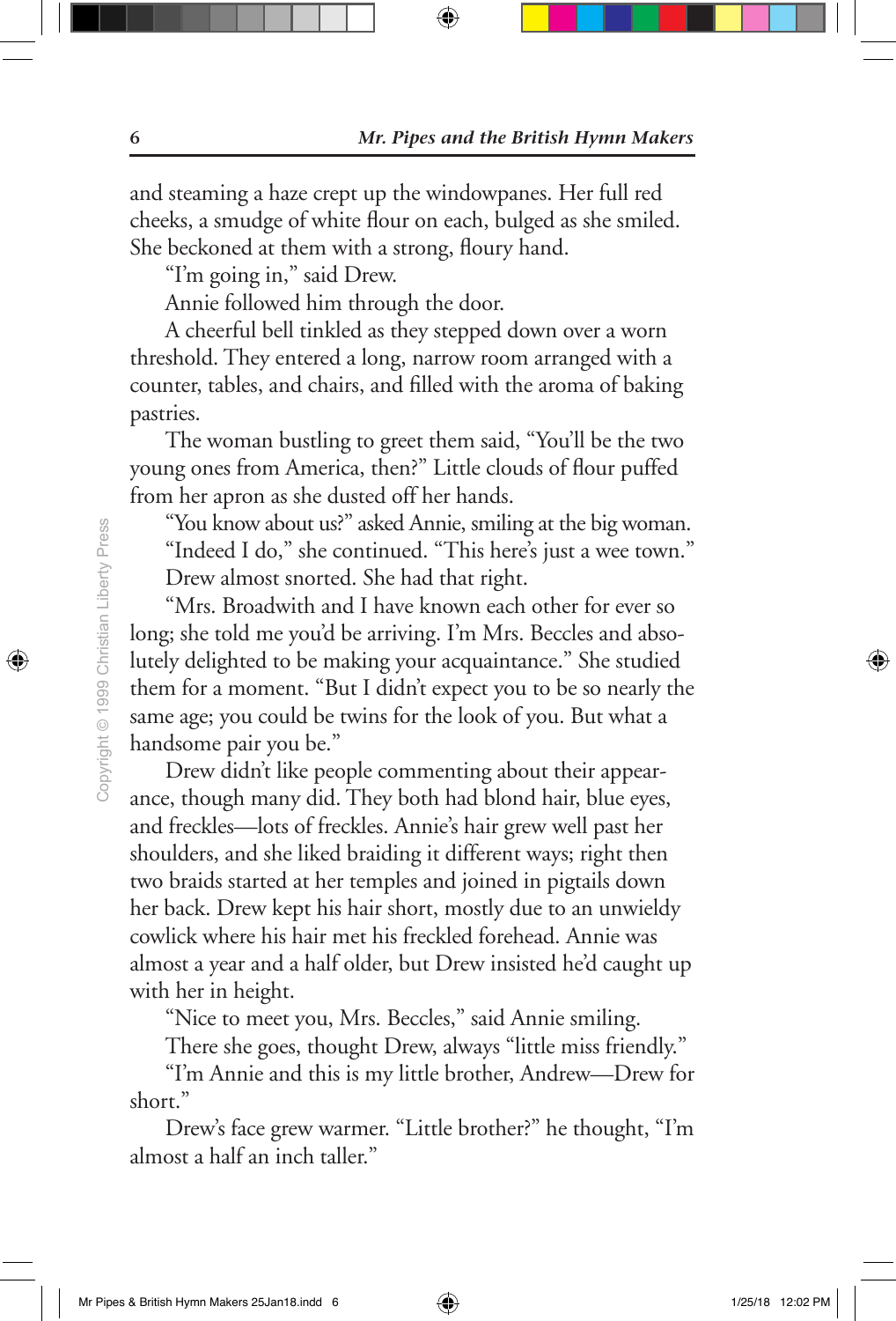and steaming a haze crept up the windowpanes. Her full red cheeks, a smudge of white flour on each, bulged as she smiled. She beckoned at them with a strong, floury hand.

"I'm going in," said Drew.

Annie followed him through the door.

A cheerful bell tinkled as they stepped down over a worn threshold. They entered a long, narrow room arranged with a counter, tables, and chairs, and filled with the aroma of baking pastries.

The woman bustling to greet them said, "You'll be the two young ones from America, then?" Little clouds of flour puffed from her apron as she dusted off her hands.

"You know about us?" asked Annie, smiling at the big woman.

"Indeed I do," she continued. "This here's just a wee town."

Drew almost snorted. She had that right.

"Mrs. Broadwith and I have known each other for ever so long; she told me you'd be arriving. I'm Mrs. Beccles and absolutely delighted to be making your acquaintance." She studied them for a moment. "But I didn't expect you to be so nearly the same age; you could be twins for the look of you. But what a handsome pair you be."

Drew didn't like people commenting about their appearance, though many did. They both had blond hair, blue eyes, and freckles—lots of freckles. Annie's hair grew well past her shoulders, and she liked braiding it different ways; right then two braids started at her temples and joined in pigtails down her back. Drew kept his hair short, mostly due to an unwieldy cowlick where his hair met his freckled forehead. Annie was almost a year and a half older, but Drew insisted he'd caught up with her in height.

"Nice to meet you, Mrs. Beccles," said Annie smiling.

There she goes, thought Drew, always "little miss friendly."

"I'm Annie and this is my little brother, Andrew—Drew for short."

Drew's face grew warmer. "Little brother?" he thought, "I'm almost a half an inch taller."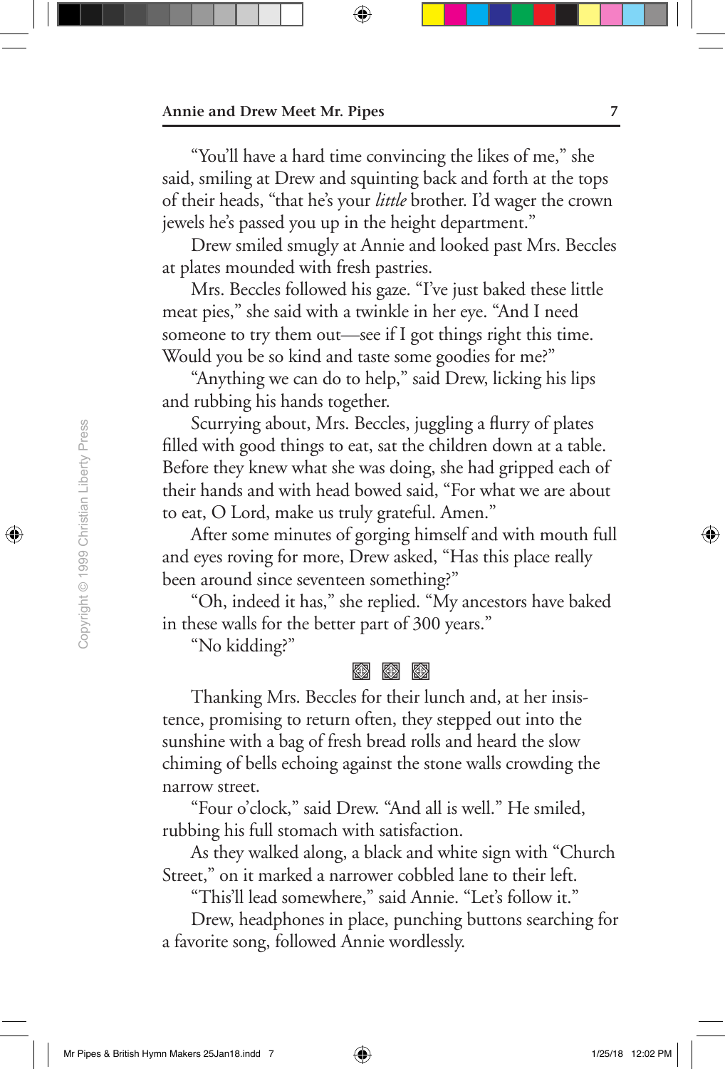"You'll have a hard time convincing the likes of me," she said, smiling at Drew and squinting back and forth at the tops of their heads, "that he's your *little* brother. I'd wager the crown jewels he's passed you up in the height department."

Drew smiled smugly at Annie and looked past Mrs. Beccles at plates mounded with fresh pastries.

Mrs. Beccles followed his gaze. "I've just baked these little meat pies," she said with a twinkle in her eye. "And I need someone to try them out—see if I got things right this time. Would you be so kind and taste some goodies for me?"

"Anything we can do to help," said Drew, licking his lips and rubbing his hands together.

Scurrying about, Mrs. Beccles, juggling a flurry of plates filled with good things to eat, sat the children down at a table. Before they knew what she was doing, she had gripped each of their hands and with head bowed said, "For what we are about to eat, O Lord, make us truly grateful. Amen."

After some minutes of gorging himself and with mouth full and eyes roving for more, Drew asked, "Has this place really been around since seventeen something?"

"Oh, indeed it has," she replied. "My ancestors have baked in these walls for the better part of 300 years."

"No kidding?"

Thanking Mrs. Beccles for their lunch and, at her insistence, promising to return often, they stepped out into the sunshine with a bag of fresh bread rolls and heard the slow chiming of bells echoing against the stone walls crowding the narrow street.

"Four o'clock," said Drew. "And all is well." He smiled, rubbing his full stomach with satisfaction.

As they walked along, a black and white sign with "Church Street," on it marked a narrower cobbled lane to their left.

"This'll lead somewhere," said Annie. "Let's follow it."

Drew, headphones in place, punching buttons searching for a favorite song, followed Annie wordlessly.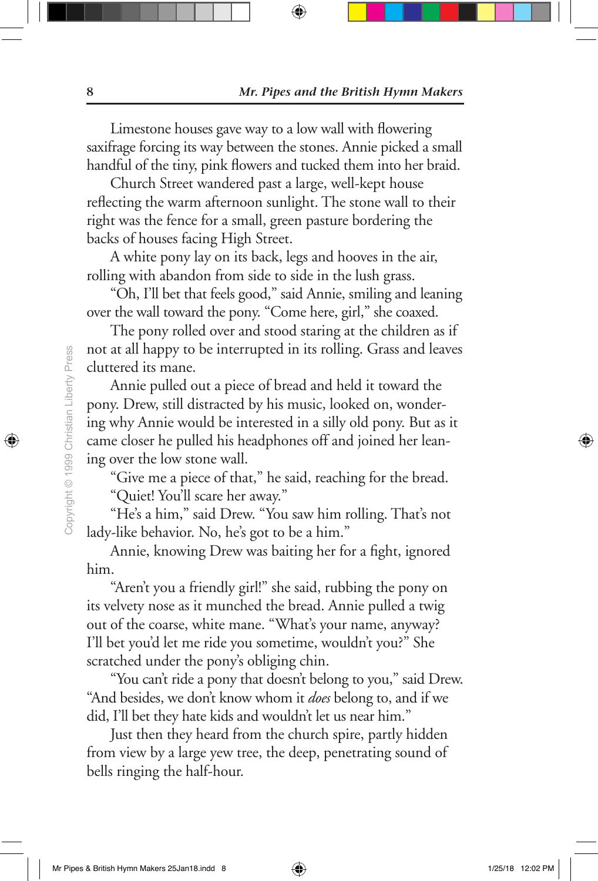Limestone houses gave way to a low wall with flowering saxifrage forcing its way between the stones. Annie picked a small handful of the tiny, pink flowers and tucked them into her braid.

Church Street wandered past a large, well-kept house reflecting the warm afternoon sunlight. The stone wall to their right was the fence for a small, green pasture bordering the backs of houses facing High Street.

A white pony lay on its back, legs and hooves in the air, rolling with abandon from side to side in the lush grass.

"Oh, I'll bet that feels good," said Annie, smiling and leaning over the wall toward the pony. "Come here, girl," she coaxed.

The pony rolled over and stood staring at the children as if not at all happy to be interrupted in its rolling. Grass and leaves cluttered its mane.

Annie pulled out a piece of bread and held it toward the pony. Drew, still distracted by his music, looked on, wondering why Annie would be interested in a silly old pony. But as it came closer he pulled his headphones off and joined her leaning over the low stone wall.

"Give me a piece of that," he said, reaching for the bread.

"Quiet! You'll scare her away."

"He's a him," said Drew. "You saw him rolling. That's not lady-like behavior. No, he's got to be a him."

Annie, knowing Drew was baiting her for a fight, ignored him.

"Aren't you a friendly girl!" she said, rubbing the pony on its velvety nose as it munched the bread. Annie pulled a twig out of the coarse, white mane. "What's your name, anyway? I'll bet you'd let me ride you sometime, wouldn't you?" She scratched under the pony's obliging chin.

"You can't ride a pony that doesn't belong to you," said Drew. "And besides, we don't know whom it *does* belong to, and if we did, I'll bet they hate kids and wouldn't let us near him."

Just then they heard from the church spire, partly hidden from view by a large yew tree, the deep, penetrating sound of bells ringing the half-hour.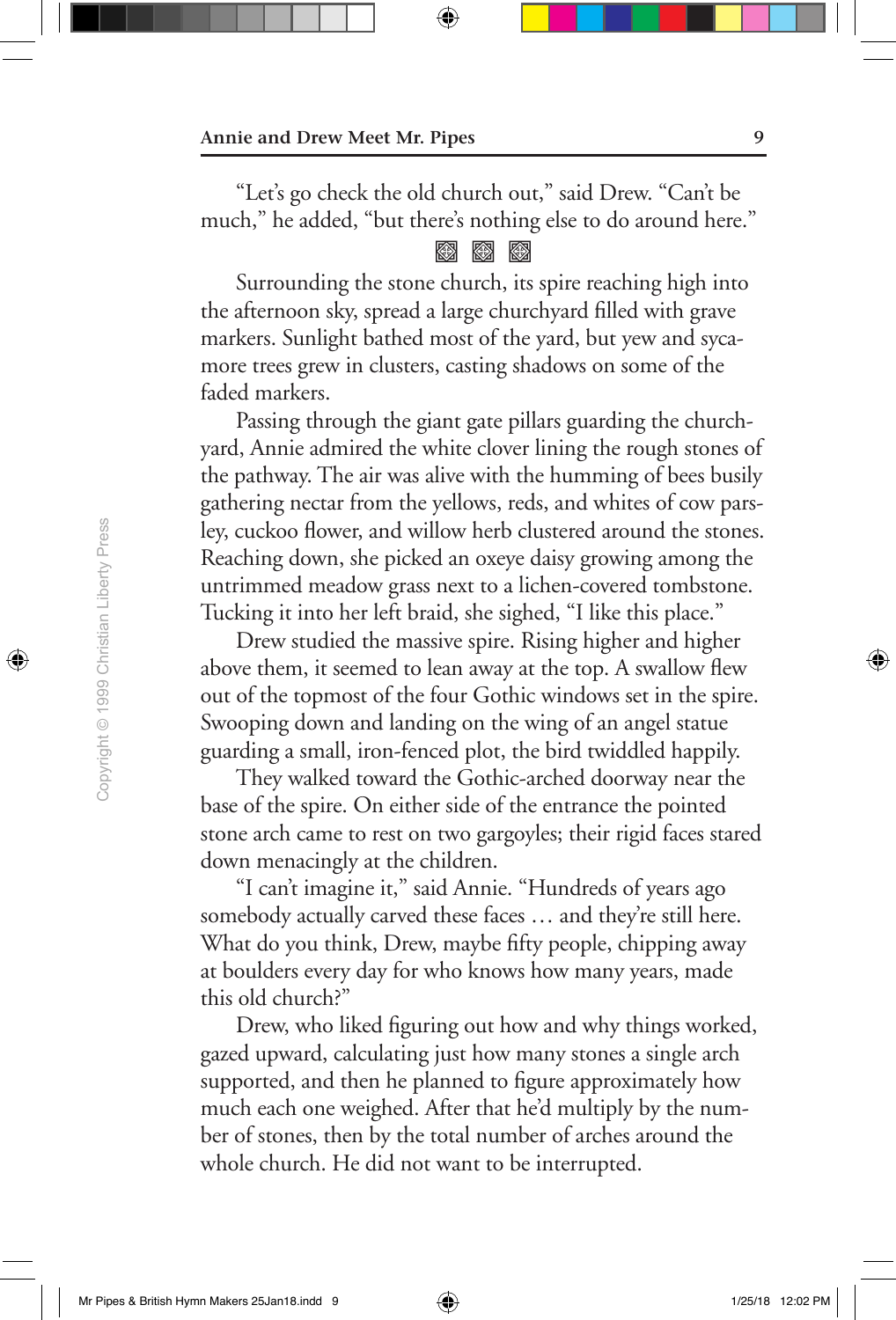"Let's go check the old church out," said Drew. "Can't be much," he added, "but there's nothing else to do around here."

Surrounding the stone church, its spire reaching high into the afternoon sky, spread a large churchyard filled with grave markers. Sunlight bathed most of the yard, but yew and sycamore trees grew in clusters, casting shadows on some of the faded markers.

Passing through the giant gate pillars guarding the churchyard, Annie admired the white clover lining the rough stones of the pathway. The air was alive with the humming of bees busily gathering nectar from the yellows, reds, and whites of cow parsley, cuckoo flower, and willow herb clustered around the stones. Reaching down, she picked an oxeye daisy growing among the untrimmed meadow grass next to a lichen-covered tombstone. Tucking it into her left braid, she sighed, "I like this place."

Drew studied the massive spire. Rising higher and higher above them, it seemed to lean away at the top. A swallow flew out of the topmost of the four Gothic windows set in the spire. Swooping down and landing on the wing of an angel statue guarding a small, iron-fenced plot, the bird twiddled happily.

They walked toward the Gothic-arched doorway near the base of the spire. On either side of the entrance the pointed stone arch came to rest on two gargoyles; their rigid faces stared down menacingly at the children.

"I can't imagine it," said Annie. "Hundreds of years ago somebody actually carved these faces … and they're still here. What do you think, Drew, maybe fifty people, chipping away at boulders every day for who knows how many years, made this old church?"

Drew, who liked figuring out how and why things worked, gazed upward, calculating just how many stones a single arch supported, and then he planned to figure approximately how much each one weighed. After that he'd multiply by the number of stones, then by the total number of arches around the whole church. He did not want to be interrupted.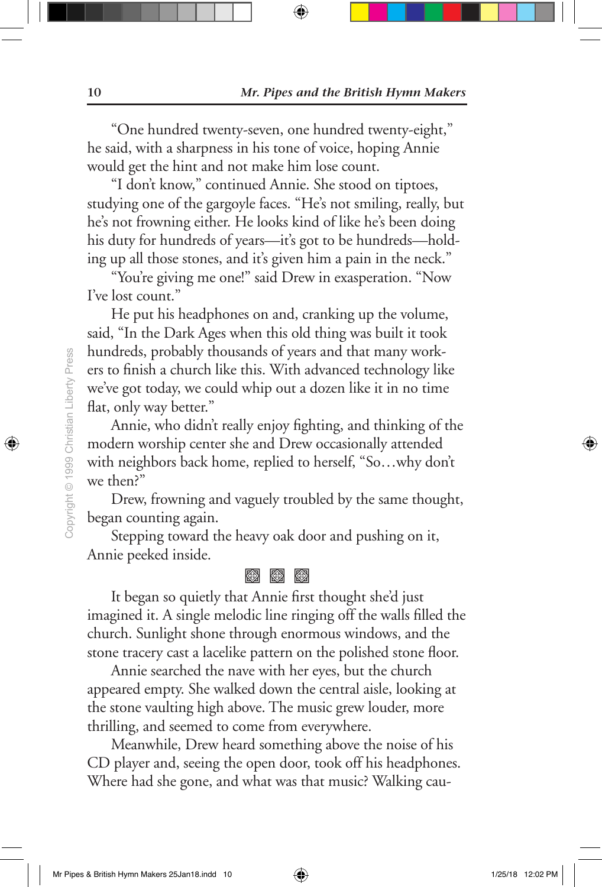"One hundred twenty-seven, one hundred twenty-eight," he said, with a sharpness in his tone of voice, hoping Annie would get the hint and not make him lose count.

"I don't know," continued Annie. She stood on tiptoes, studying one of the gargoyle faces. "He's not smiling, really, but he's not frowning either. He looks kind of like he's been doing his duty for hundreds of years—it's got to be hundreds—holding up all those stones, and it's given him a pain in the neck."

"You're giving me one!" said Drew in exasperation. "Now I've lost count."

He put his headphones on and, cranking up the volume, said, "In the Dark Ages when this old thing was built it took hundreds, probably thousands of years and that many workers to finish a church like this. With advanced technology like we've got today, we could whip out a dozen like it in no time flat, only way better."

Annie, who didn't really enjoy fighting, and thinking of the modern worship center she and Drew occasionally attended with neighbors back home, replied to herself, "So…why don't we then?"

Drew, frowning and vaguely troubled by the same thought, began counting again.

Stepping toward the heavy oak door and pushing on it, Annie peeked inside.

❖ ❖ ❖

It began so quietly that Annie first thought she'd just imagined it. A single melodic line ringing off the walls filled the church. Sunlight shone through enormous windows, and the stone tracery cast a lacelike pattern on the polished stone floor.

Annie searched the nave with her eyes, but the church appeared empty. She walked down the central aisle, looking at the stone vaulting high above. The music grew louder, more thrilling, and seemed to come from everywhere.

Meanwhile, Drew heard something above the noise of his CD player and, seeing the open door, took off his headphones. Where had she gone, and what was that music? Walking cau-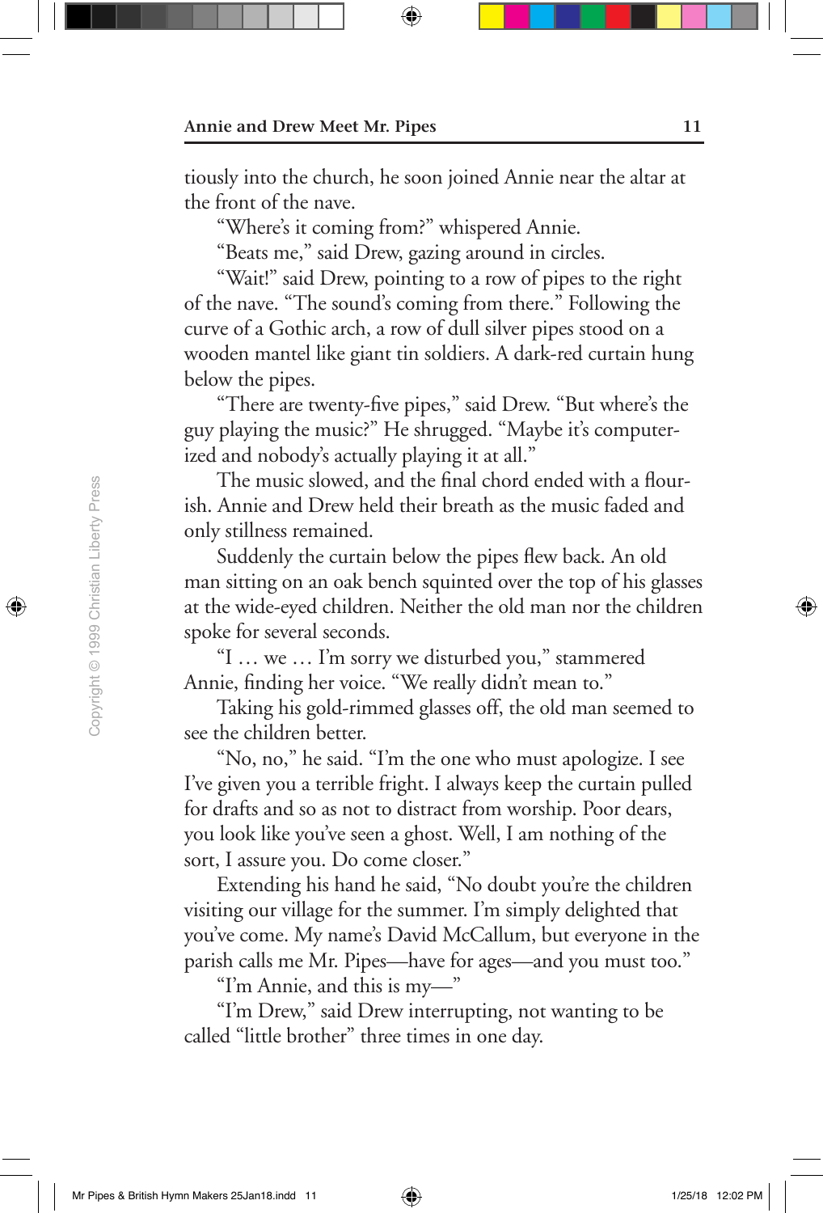tiously into the church, he soon joined Annie near the altar at the front of the nave.

"Where's it coming from?" whispered Annie.

"Beats me," said Drew, gazing around in circles.

"Wait!" said Drew, pointing to a row of pipes to the right of the nave. "The sound's coming from there." Following the curve of a Gothic arch, a row of dull silver pipes stood on a wooden mantel like giant tin soldiers. A dark-red curtain hung below the pipes.

"There are twenty-five pipes," said Drew. "But where's the guy playing the music?" He shrugged. "Maybe it's computerized and nobody's actually playing it at all."

The music slowed, and the final chord ended with a flourish. Annie and Drew held their breath as the music faded and only stillness remained.

Suddenly the curtain below the pipes flew back. An old man sitting on an oak bench squinted over the top of his glasses at the wide-eyed children. Neither the old man nor the children spoke for several seconds.

"I … we … I'm sorry we disturbed you," stammered Annie, finding her voice. "We really didn't mean to."

Taking his gold-rimmed glasses off, the old man seemed to see the children better.

"No, no," he said. "I'm the one who must apologize. I see I've given you a terrible fright. I always keep the curtain pulled for drafts and so as not to distract from worship. Poor dears, you look like you've seen a ghost. Well, I am nothing of the sort, I assure you. Do come closer."

Extending his hand he said, "No doubt you're the children visiting our village for the summer. I'm simply delighted that you've come. My name's David McCallum, but everyone in the parish calls me Mr. Pipes—have for ages—and you must too."

"I'm Annie, and this is my—"

"I'm Drew," said Drew interrupting, not wanting to be called "little brother" three times in one day.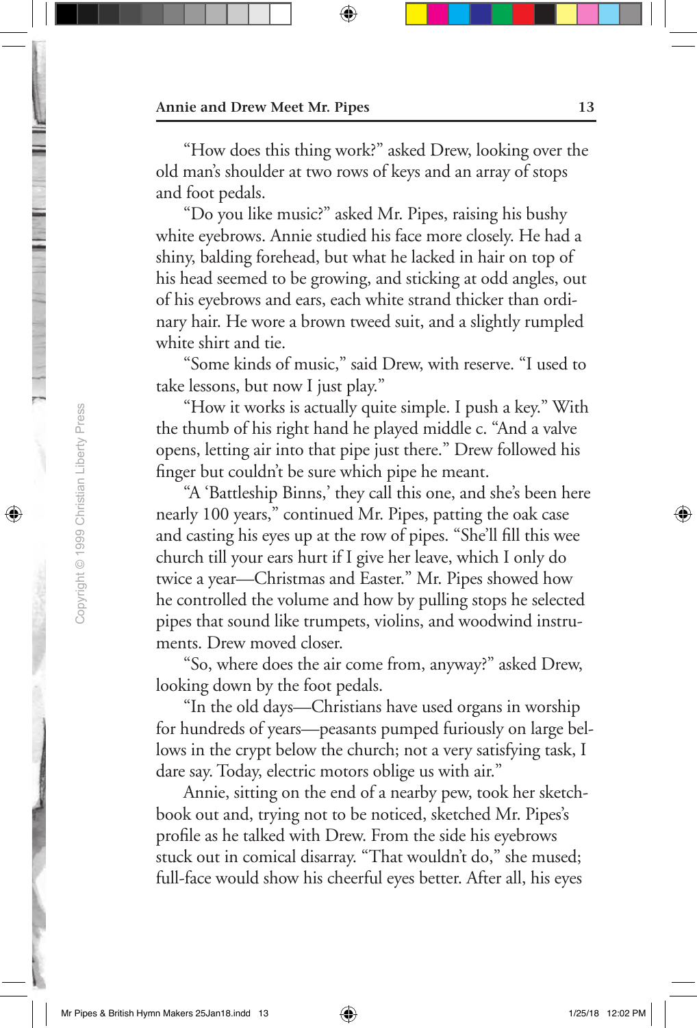"How does this thing work?" asked Drew, looking over the old man's shoulder at two rows of keys and an array of stops and foot pedals.

"Do you like music?" asked Mr. Pipes, raising his bushy white eyebrows. Annie studied his face more closely. He had a shiny, balding forehead, but what he lacked in hair on top of his head seemed to be growing, and sticking at odd angles, out of his eyebrows and ears, each white strand thicker than ordinary hair. He wore a brown tweed suit, and a slightly rumpled white shirt and tie.

"Some kinds of music," said Drew, with reserve. "I used to take lessons, but now I just play."

"How it works is actually quite simple. I push a key." With the thumb of his right hand he played middle c. "And a valve opens, letting air into that pipe just there." Drew followed his finger but couldn't be sure which pipe he meant.

"A 'Battleship Binns,' they call this one, and she's been here nearly 100 years," continued Mr. Pipes, patting the oak case and casting his eyes up at the row of pipes. "She'll fill this wee church till your ears hurt if I give her leave, which I only do twice a year—Christmas and Easter." Mr. Pipes showed how he controlled the volume and how by pulling stops he selected pipes that sound like trumpets, violins, and woodwind instruments. Drew moved closer.

"So, where does the air come from, anyway?" asked Drew, looking down by the foot pedals.

"In the old days—Christians have used organs in worship for hundreds of years—peasants pumped furiously on large bellows in the crypt below the church; not a very satisfying task, I dare say. Today, electric motors oblige us with air."

Annie, sitting on the end of a nearby pew, took her sketchbook out and, trying not to be noticed, sketched Mr. Pipes's profile as he talked with Drew. From the side his eyebrows stuck out in comical disarray. "That wouldn't do," she mused; full-face would show his cheerful eyes better. After all, his eyes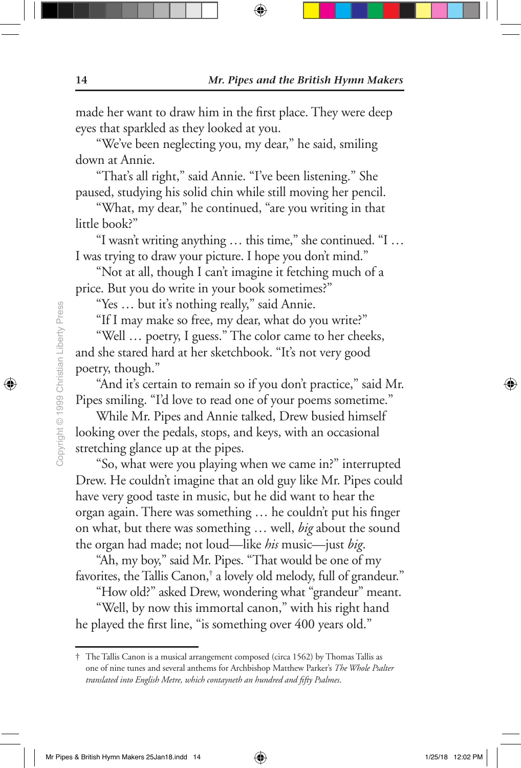made her want to draw him in the first place. They were deep eyes that sparkled as they looked at you.

"We've been neglecting you, my dear," he said, smiling down at Annie.

"That's all right," said Annie. "I've been listening." She paused, studying his solid chin while still moving her pencil.

"What, my dear," he continued, "are you writing in that little book?"

"I wasn't writing anything … this time," she continued. "I … I was trying to draw your picture. I hope you don't mind."

"Not at all, though I can't imagine it fetching much of a price. But you do write in your book sometimes?"

"Yes … but it's nothing really," said Annie.

"If I may make so free, my dear, what do you write?"

"Well … poetry, I guess." The color came to her cheeks, and she stared hard at her sketchbook. "It's not very good poetry, though."

"And it's certain to remain so if you don't practice," said Mr. Pipes smiling. "I'd love to read one of your poems sometime."

While Mr. Pipes and Annie talked, Drew busied himself looking over the pedals, stops, and keys, with an occasional stretching glance up at the pipes.

"So, what were you playing when we came in?" interrupted Drew. He couldn't imagine that an old guy like Mr. Pipes could have very good taste in music, but he did want to hear the organ again. There was something … he couldn't put his finger on what, but there was something … well, *big* about the sound the organ had made; not loud—like *his* music—just *big*.

"Ah, my boy," said Mr. Pipes. "That would be one of my favorites, the Tallis Canon,† a lovely old melody, full of grandeur."

"How old?" asked Drew, wondering what "grandeur" meant.

"Well, by now this immortal canon," with his right hand he played the first line, "is something over 400 years old."

---

† The Tallis Canon is a musical arrangement composed (circa 1562) by Thomas Tallis as one of nine tunes and several anthems for Archbishop Matthew Parker's *The Whole Psalter translated into English Metre, which contayneth an hundred and fifty Psalmes.*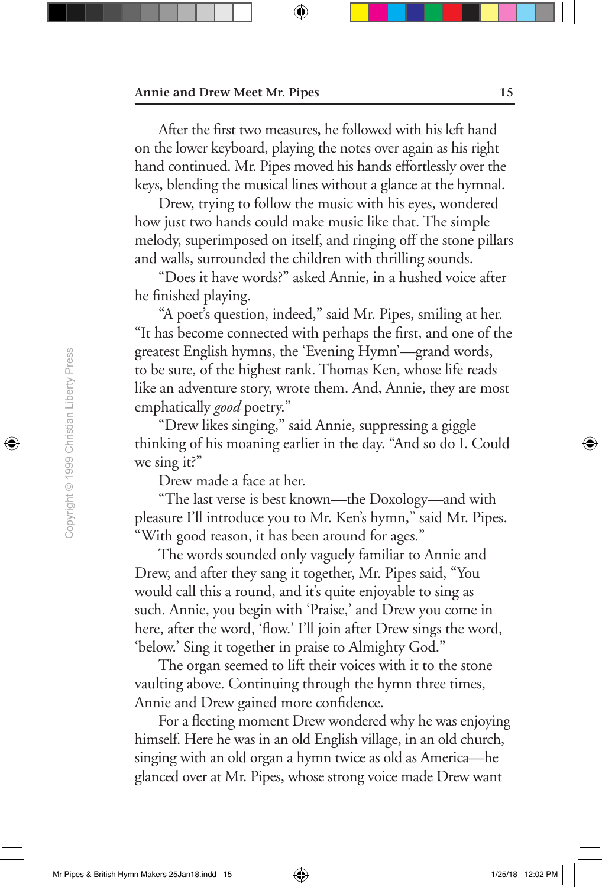After the first two measures, he followed with his left hand on the lower keyboard, playing the notes over again as his right hand continued. Mr. Pipes moved his hands effortlessly over the keys, blending the musical lines without a glance at the hymnal.

Drew, trying to follow the music with his eyes, wondered how just two hands could make music like that. The simple melody, superimposed on itself, and ringing off the stone pillars and walls, surrounded the children with thrilling sounds.

"Does it have words?" asked Annie, in a hushed voice after he finished playing.

"A poet's question, indeed," said Mr. Pipes, smiling at her. "It has become connected with perhaps the first, and one of the greatest English hymns, the 'Evening Hymn'—grand words, to be sure, of the highest rank. Thomas Ken, whose life reads like an adventure story, wrote them. And, Annie, they are most emphatically *good* poetry."

"Drew likes singing," said Annie, suppressing a giggle thinking of his moaning earlier in the day. "And so do I. Could we sing it?"

Drew made a face at her.

"The last verse is best known—the Doxology—and with pleasure I'll introduce you to Mr. Ken's hymn," said Mr. Pipes. "With good reason, it has been around for ages."

The words sounded only vaguely familiar to Annie and Drew, and after they sang it together, Mr. Pipes said, "You would call this a round, and it's quite enjoyable to sing as such. Annie, you begin with 'Praise,' and Drew you come in here, after the word, 'flow.' I'll join after Drew sings the word, 'below.' Sing it together in praise to Almighty God."

The organ seemed to lift their voices with it to the stone vaulting above. Continuing through the hymn three times, Annie and Drew gained more confidence.

For a fleeting moment Drew wondered why he was enjoying himself. Here he was in an old English village, in an old church, singing with an old organ a hymn twice as old as America—he glanced over at Mr. Pipes, whose strong voice made Drew want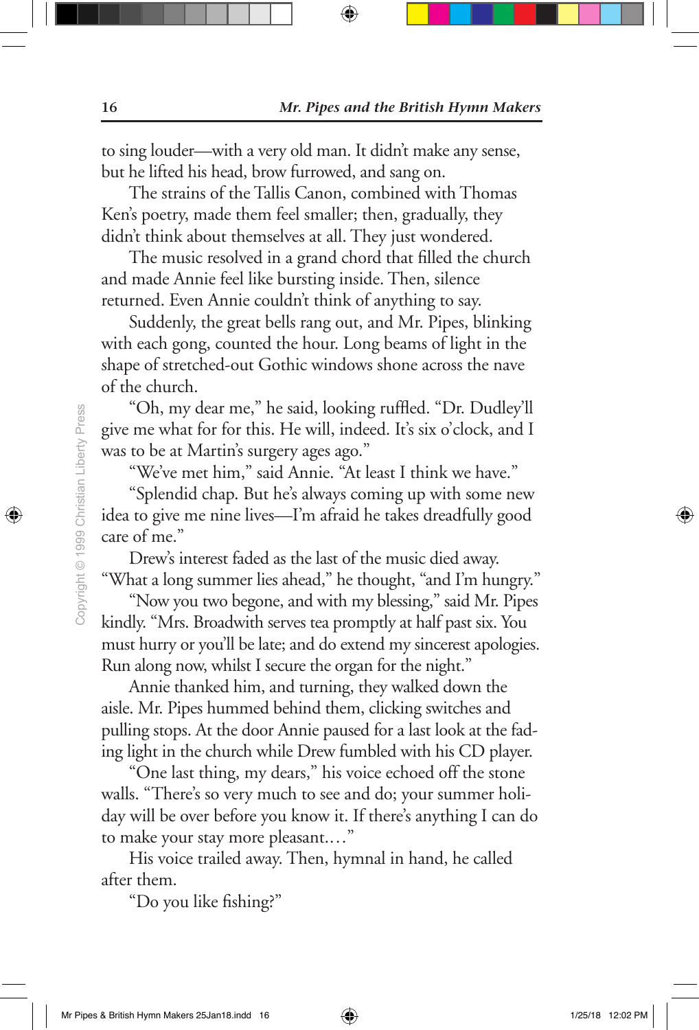to sing louder—with a very old man. It didn't make any sense, but he lifted his head, brow furrowed, and sang on.

The strains of the Tallis Canon, combined with Thomas Ken's poetry, made them feel smaller; then, gradually, they didn't think about themselves at all. They just wondered.

The music resolved in a grand chord that filled the church and made Annie feel like bursting inside. Then, silence returned. Even Annie couldn't think of anything to say.

Suddenly, the great bells rang out, and Mr. Pipes, blinking with each gong, counted the hour. Long beams of light in the shape of stretched-out Gothic windows shone across the nave of the church.

"Oh, my dear me," he said, looking ruffled. "Dr. Dudley'll give me what for for this. He will, indeed. It's six o'clock, and I was to be at Martin's surgery ages ago."

"We've met him," said Annie. "At least I think we have."

"Splendid chap. But he's always coming up with some new idea to give me nine lives—I'm afraid he takes dreadfully good care of me."

Drew's interest faded as the last of the music died away. "What a long summer lies ahead," he thought, "and I'm hungry."

"Now you two begone, and with my blessing," said Mr. Pipes kindly. "Mrs. Broadwith serves tea promptly at half past six. You must hurry or you'll be late; and do extend my sincerest apologies. Run along now, whilst I secure the organ for the night."

Annie thanked him, and turning, they walked down the aisle. Mr. Pipes hummed behind them, clicking switches and pulling stops. At the door Annie paused for a last look at the fading light in the church while Drew fumbled with his CD player.

"One last thing, my dears," his voice echoed off the stone walls. "There's so very much to see and do; your summer holiday will be over before you know it. If there's anything I can do to make your stay more pleasant...."

His voice trailed away. Then, hymnal in hand, he called after them.

"Do you like fishing?"